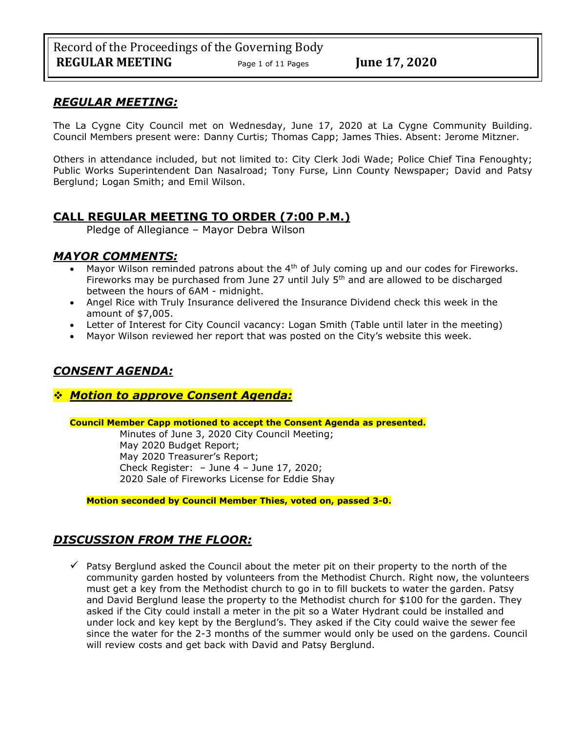## *REGULAR MEETING:*

The La Cygne City Council met on Wednesday, June 17, 2020 at La Cygne Community Building. Council Members present were: Danny Curtis; Thomas Capp; James Thies. Absent: Jerome Mitzner.

Others in attendance included, but not limited to: City Clerk Jodi Wade; Police Chief Tina Fenoughty; Public Works Superintendent Dan Nasalroad; Tony Furse, Linn County Newspaper; David and Patsy Berglund; Logan Smith; and Emil Wilson.

## CALL REGULAR MEETING TO ORDER (7:00 P.M.)

Pledge of Allegiance – Mayor Debra Wilson

## *MAYOR COMMENTS:*

- Mayor Wilson reminded patrons about the 4th of July coming up and our codes for Fireworks. Fireworks may be purchased from June 27 until July 5th and are allowed to be discharged between the hours of 6AM - midnight.
- Angel Rice with Truly Insurance delivered the Insurance Dividend check this week in the amount of $7,005.
- Letter of Interest for City Council vacancy: Logan Smith (Table until later in the meeting)
- Mayor Wilson reviewed her report that was posted on the City's website this week.

## *CONSENT AGENDA:*

### ❖ *Motion to approve Consent Agenda:*

**Council Member Capp motioned to accept the Consent Agenda as presented.**

Minutes of June 3, 2020 City Council Meeting;
May 2020 Budget Report;
May 2020 Treasurer's Report;
Check Register: – June 4 – June 17, 2020;
2020 Sale of Fireworks License for Eddie Shay

**Motion seconded by Council Member Thies, voted on, passed 3-0.**

## *DISCUSSION FROM THE FLOOR:*

- ✓ Patsy Berglund asked the Council about the meter pit on their property to the north of the community garden hosted by volunteers from the Methodist Church. Right now, the volunteers must get a key from the Methodist church to go in to fill buckets to water the garden. Patsy and David Berglund lease the property to the Methodist church for $100 for the garden. They asked if the City could install a meter in the pit so a Water Hydrant could be installed and under lock and key kept by the Berglund's. They asked if the City could waive the sewer fee since the water for the 2-3 months of the summer would only be used on the gardens. Council will review costs and get back with David and Patsy Berglund.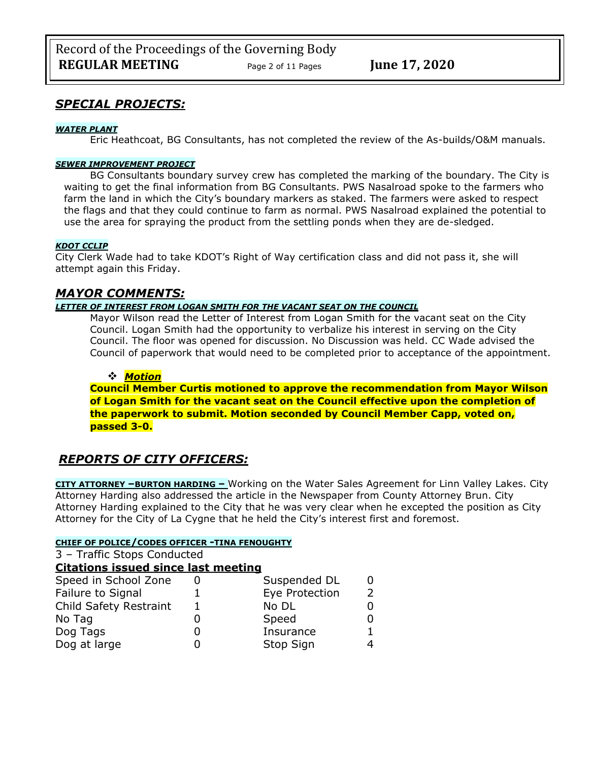## *SPECIAL PROJECTS:*

***WATER PLANT***

Eric Heathcoat, BG Consultants, has not completed the review of the As-builds/O&M manuals.

***SEWER IMPROVEMENT PROJECT***

BG Consultants boundary survey crew has completed the marking of the boundary. The City is waiting to get the final information from BG Consultants. PWS Nasalroad spoke to the farmers who farm the land in which the City's boundary markers as staked. The farmers were asked to respect the flags and that they could continue to farm as normal. PWS Nasalroad explained the potential to use the area for spraying the product from the settling ponds when they are de-sledged.

***KDOT CCLIP***

City Clerk Wade had to take KDOT's Right of Way certification class and did not pass it, she will attempt again this Friday.

## *MAYOR COMMENTS:*

***LETTER OF INTEREST FROM LOGAN SMITH FOR THE VACANT SEAT ON THE COUNCIL***

Mayor Wilson read the Letter of Interest from Logan Smith for the vacant seat on the City Council. Logan Smith had the opportunity to verbalize his interest in serving on the City Council. The floor was opened for discussion. No Discussion was held. CC Wade advised the Council of paperwork that would need to be completed prior to acceptance of the appointment.

- ***Motion***

**Council Member Curtis motioned to approve the recommendation from Mayor Wilson of Logan Smith for the vacant seat on the Council effective upon the completion of the paperwork to submit. Motion seconded by Council Member Capp, voted on, passed 3-0.**

## *REPORTS OF CITY OFFICERS:*

**CITY ATTORNEY –BURTON HARDING –** Working on the Water Sales Agreement for Linn Valley Lakes. City Attorney Harding also addressed the article in the Newspaper from County Attorney Brun. City Attorney Harding explained to the City that he was very clear when he excepted the position as City Attorney for the City of La Cygne that he held the City's interest first and foremost.

**CHIEF OF POLICE/CODES OFFICER -TINA FENOUGHTY**

3 – Traffic Stops Conducted

**Citations issued since last meeting**

| | | | |
|---|---|---|---|
| Speed in School Zone | 0 | Suspended DL | 0 |
| Failure to Signal | 1 | Eye Protection | 2 |
| Child Safety Restraint | 1 | No DL | 0 |
| No Tag | 0 | Speed | 0 |
| Dog Tags | 0 | Insurance | 1 |
| Dog at large | 0 | Stop Sign | 4 |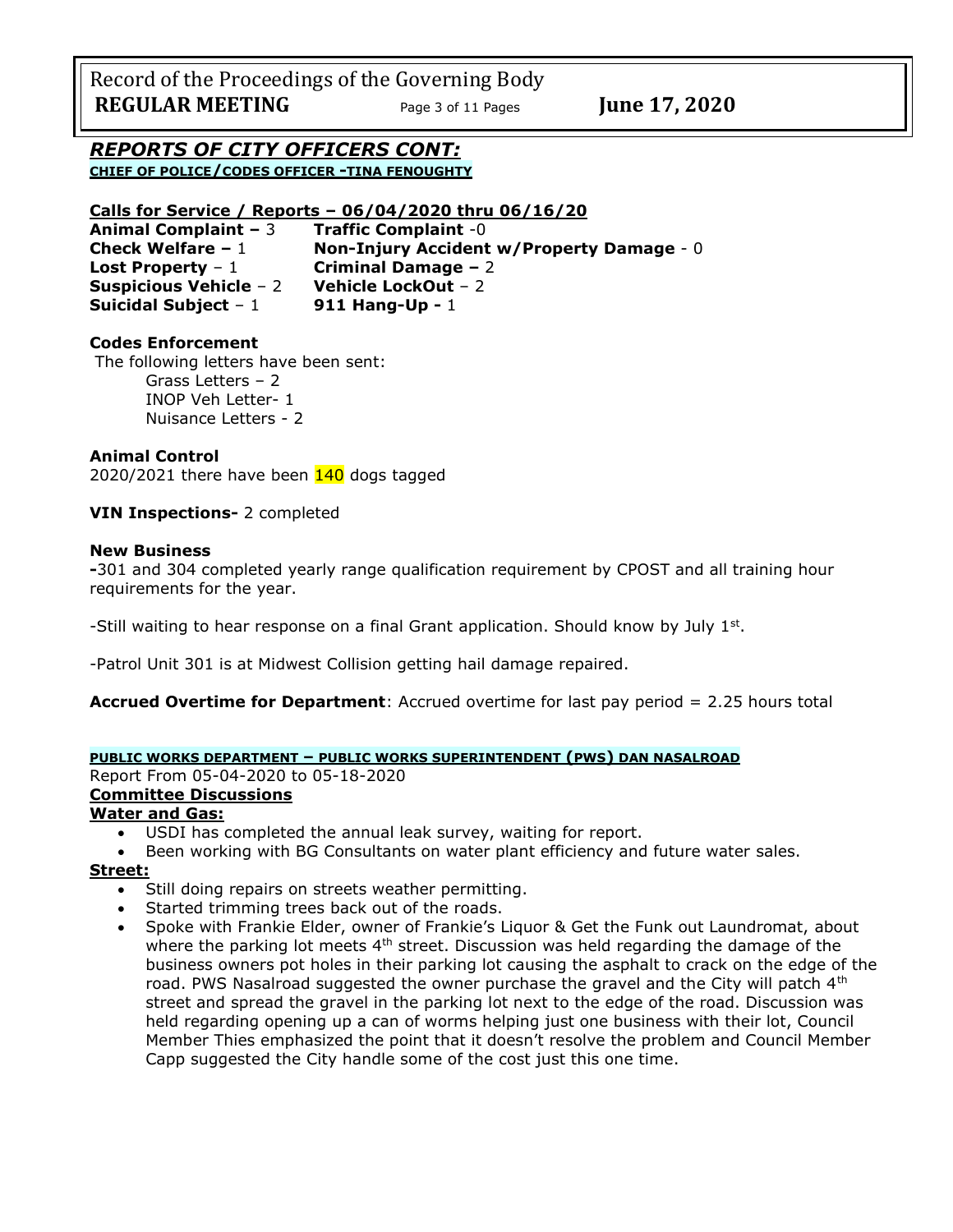## *REPORTS OF CITY OFFICERS CONT:*

**CHIEF OF POLICE/CODES OFFICER -TINA FENOUGHTY**

**Calls for Service / Reports – 06/04/2020 thru 06/16/20**

| | |
|---|---|
| **Animal Complaint –** 3 | **Traffic Complaint** -0 |
| **Check Welfare –** 1 | **Non-Injury Accident w/Property Damage** - 0 |
| **Lost Property** – 1 | **Criminal Damage –** 2 |
| **Suspicious Vehicle** – 2 | **Vehicle LockOut** – 2 |
| **Suicidal Subject** – 1 | **911 Hang-Up -** 1 |

**Codes Enforcement**

The following letters have been sent:

- Grass Letters – 2
- INOP Veh Letter- 1
- Nuisance Letters - 2

**Animal Control**

2020/2021 there have been 140 dogs tagged

**VIN Inspections-** 2 completed

**New Business**

**-**301 and 304 completed yearly range qualification requirement by CPOST and all training hour requirements for the year.

-Still waiting to hear response on a final Grant application. Should know by July 1st.

-Patrol Unit 301 is at Midwest Collision getting hail damage repaired.

**Accrued Overtime for Department**: Accrued overtime for last pay period = 2.25 hours total

**PUBLIC WORKS DEPARTMENT – PUBLIC WORKS SUPERINTENDENT (PWS) DAN NASALROAD**

Report From 05-04-2020 to 05-18-2020

**Committee Discussions**

**Water and Gas:**

- USDI has completed the annual leak survey, waiting for report.
- Been working with BG Consultants on water plant efficiency and future water sales.

**Street:**

- Still doing repairs on streets weather permitting.
- Started trimming trees back out of the roads.
- Spoke with Frankie Elder, owner of Frankie's Liquor & Get the Funk out Laundromat, about where the parking lot meets 4th street. Discussion was held regarding the damage of the business owners pot holes in their parking lot causing the asphalt to crack on the edge of the road. PWS Nasalroad suggested the owner purchase the gravel and the City will patch 4th street and spread the gravel in the parking lot next to the edge of the road. Discussion was held regarding opening up a can of worms helping just one business with their lot, Council Member Thies emphasized the point that it doesn't resolve the problem and Council Member Capp suggested the City handle some of the cost just this one time.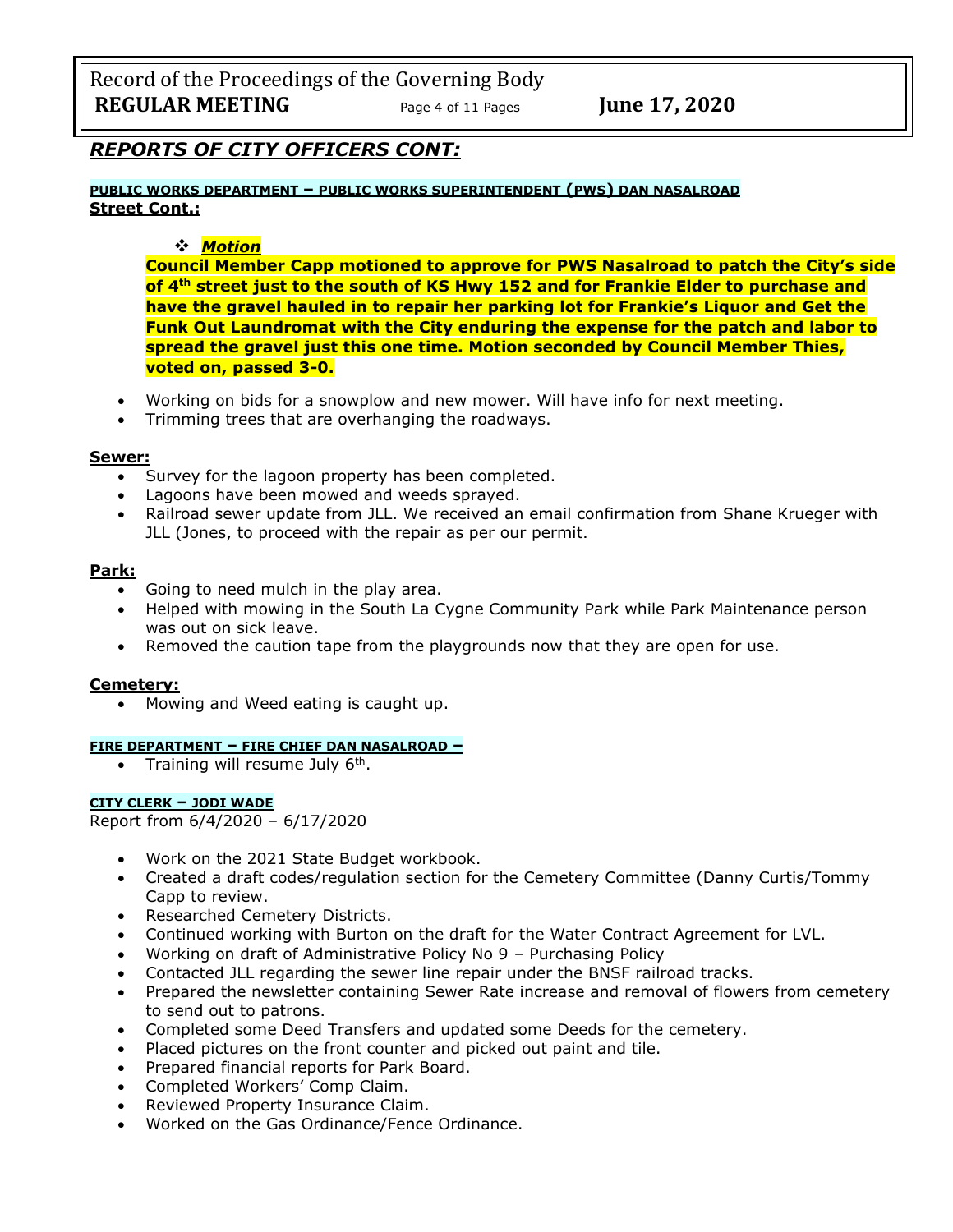## REPORTS OF CITY OFFICERS CONT:

**PUBLIC WORKS DEPARTMENT – PUBLIC WORKS SUPERINTENDENT (PWS) DAN NASALROAD**
**Street Cont.:**

- ***Motion***

**Council Member Capp motioned to approve for PWS Nasalroad to patch the City's side of 4th street just to the south of KS Hwy 152 and for Frankie Elder to purchase and have the gravel hauled in to repair her parking lot for Frankie's Liquor and Get the Funk Out Laundromat with the City enduring the expense for the patch and labor to spread the gravel just this one time. Motion seconded by Council Member Thies, voted on, passed 3-0.**

- Working on bids for a snowplow and new mower. Will have info for next meeting.
- Trimming trees that are overhanging the roadways.

**Sewer:**
- Survey for the lagoon property has been completed.
- Lagoons have been mowed and weeds sprayed.
- Railroad sewer update from JLL. We received an email confirmation from Shane Krueger with JLL (Jones, to proceed with the repair as per our permit.

**Park:**
- Going to need mulch in the play area.
- Helped with mowing in the South La Cygne Community Park while Park Maintenance person was out on sick leave.
- Removed the caution tape from the playgrounds now that they are open for use.

**Cemetery:**
- Mowing and Weed eating is caught up.

**FIRE DEPARTMENT – FIRE CHIEF DAN NASALROAD –**
- Training will resume July 6th.

**CITY CLERK – JODI WADE**
Report from 6/4/2020 – 6/17/2020

- Work on the 2021 State Budget workbook.
- Created a draft codes/regulation section for the Cemetery Committee (Danny Curtis/Tommy Capp to review.
- Researched Cemetery Districts.
- Continued working with Burton on the draft for the Water Contract Agreement for LVL.
- Working on draft of Administrative Policy No 9 – Purchasing Policy
- Contacted JLL regarding the sewer line repair under the BNSF railroad tracks.
- Prepared the newsletter containing Sewer Rate increase and removal of flowers from cemetery to send out to patrons.
- Completed some Deed Transfers and updated some Deeds for the cemetery.
- Placed pictures on the front counter and picked out paint and tile.
- Prepared financial reports for Park Board.
- Completed Workers' Comp Claim.
- Reviewed Property Insurance Claim.
- Worked on the Gas Ordinance/Fence Ordinance.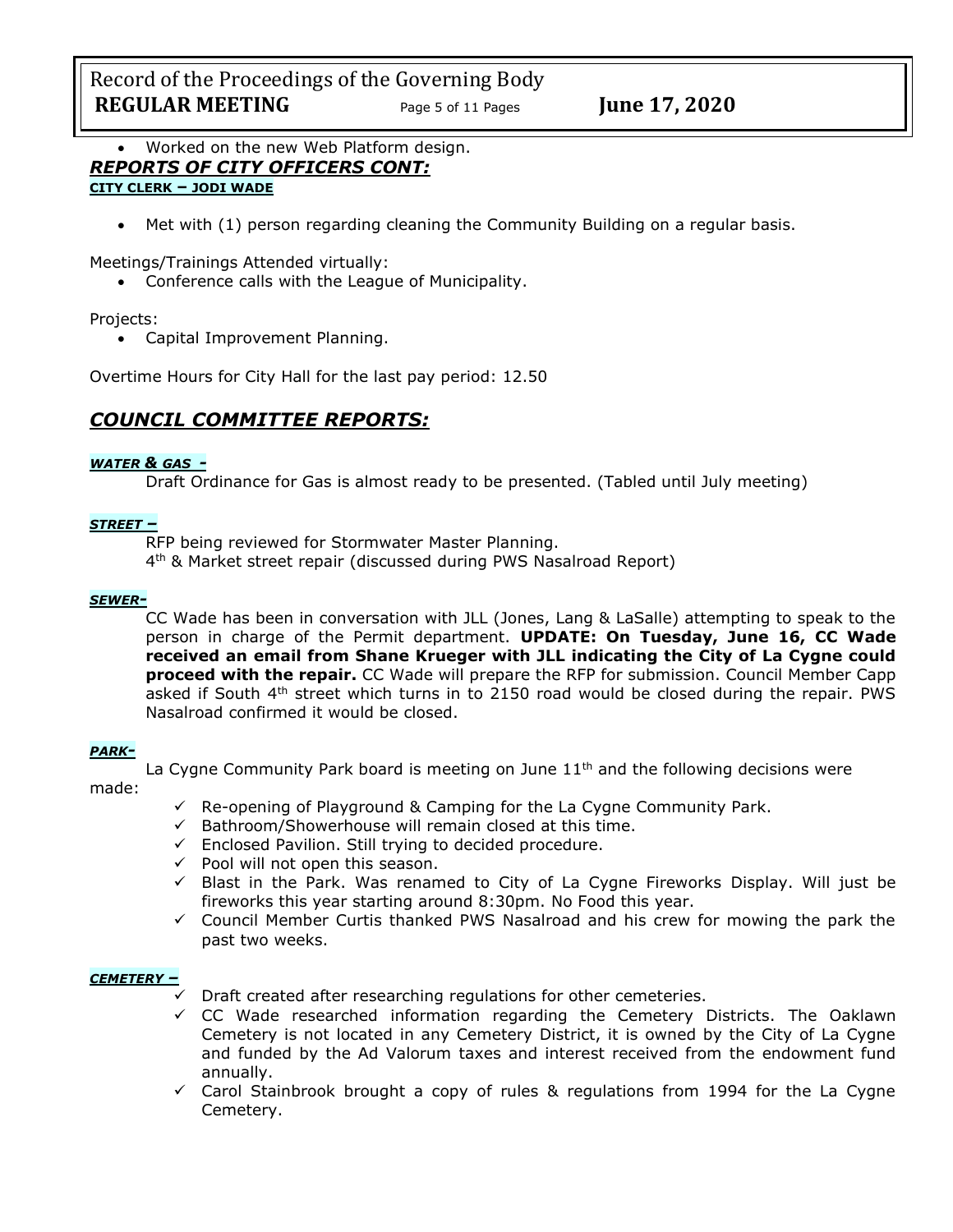- Worked on the new Web Platform design.

## *REPORTS OF CITY OFFICERS CONT:*

**CITY CLERK – JODI WADE**

- Met with (1) person regarding cleaning the Community Building on a regular basis.

Meetings/Trainings Attended virtually:

- Conference calls with the League of Municipality.

Projects:

- Capital Improvement Planning.

Overtime Hours for City Hall for the last pay period: 12.50

## *COUNCIL COMMITTEE REPORTS:*

***WATER & GAS -***

Draft Ordinance for Gas is almost ready to be presented. (Tabled until July meeting)

***STREET –***

RFP being reviewed for Stormwater Master Planning.
4th & Market street repair (discussed during PWS Nasalroad Report)

***SEWER-***

CC Wade has been in conversation with JLL (Jones, Lang & LaSalle) attempting to speak to the person in charge of the Permit department. **UPDATE: On Tuesday, June 16, CC Wade received an email from Shane Krueger with JLL indicating the City of La Cygne could proceed with the repair.** CC Wade will prepare the RFP for submission. Council Member Capp asked if South 4th street which turns in to 2150 road would be closed during the repair. PWS Nasalroad confirmed it would be closed.

***PARK-***

La Cygne Community Park board is meeting on June 11th and the following decisions were made:

- ✓ Re-opening of Playground & Camping for the La Cygne Community Park.
- ✓ Bathroom/Showerhouse will remain closed at this time.
- ✓ Enclosed Pavilion. Still trying to decided procedure.
- ✓ Pool will not open this season.
- ✓ Blast in the Park. Was renamed to City of La Cygne Fireworks Display. Will just be fireworks this year starting around 8:30pm. No Food this year.
- ✓ Council Member Curtis thanked PWS Nasalroad and his crew for mowing the park the past two weeks.

***CEMETERY –***

- ✓ Draft created after researching regulations for other cemeteries.
- ✓ CC Wade researched information regarding the Cemetery Districts. The Oaklawn Cemetery is not located in any Cemetery District, it is owned by the City of La Cygne and funded by the Ad Valorum taxes and interest received from the endowment fund annually.
- ✓ Carol Stainbrook brought a copy of rules & regulations from 1994 for the La Cygne Cemetery.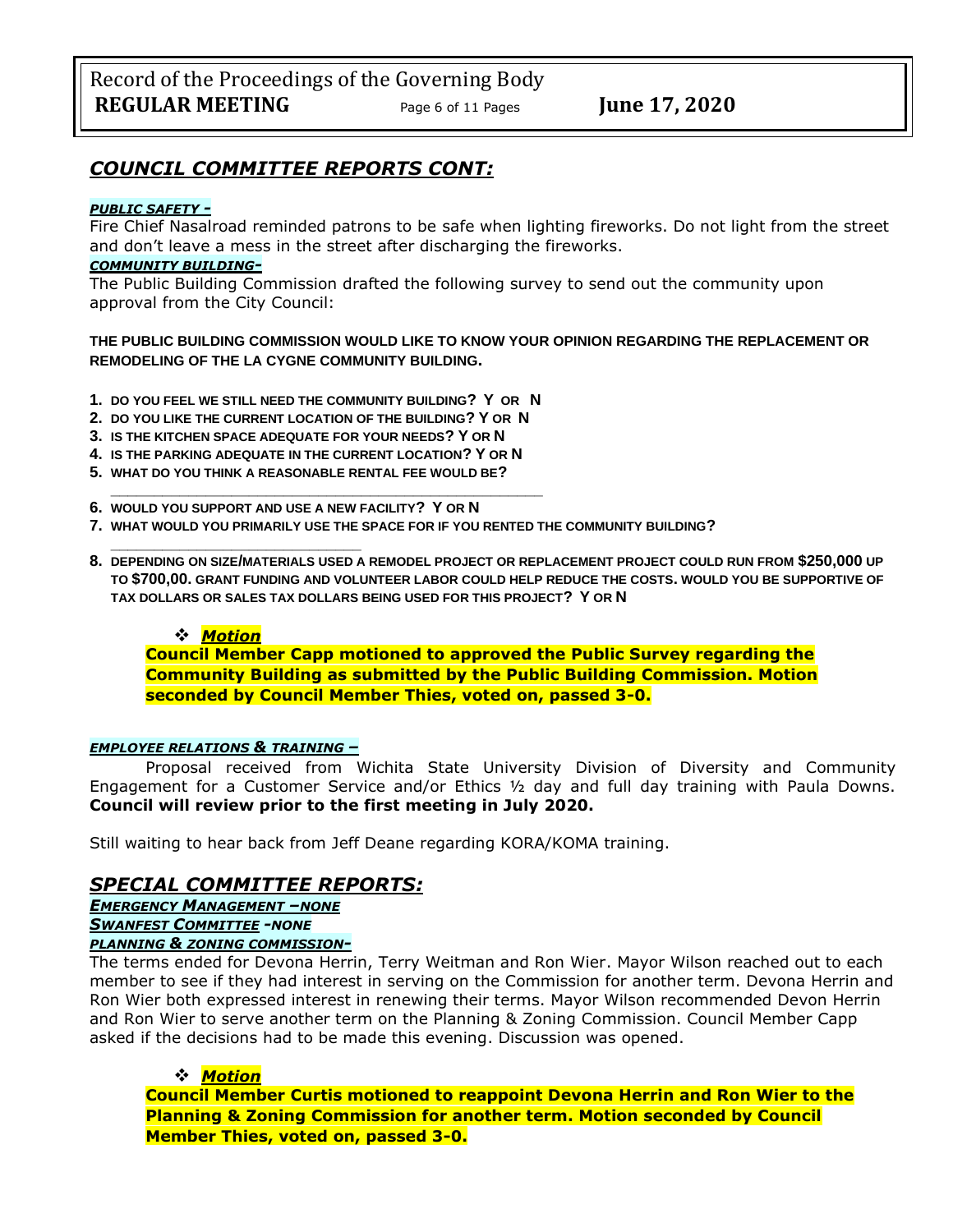## *COMMUNITY COMMITTEE REPORTS CONT:*

***PUBLIC SAFETY -***

Fire Chief Nasalroad reminded patrons to be safe when lighting fireworks. Do not light from the street and don't leave a mess in the street after discharging the fireworks.

***COMMUNITY BUILDING-***

The Public Building Commission drafted the following survey to send out the community upon approval from the City Council:

**THE PUBLIC BUILDING COMMISSION WOULD LIKE TO KNOW YOUR OPINION REGARDING THE REPLACEMENT OR REMODELING OF THE LA CYGNE COMMUNITY BUILDING.**

1. **DO YOU FEEL WE STILL NEED THE COMMUNITY BUILDING? Y OR N**
2. **DO YOU LIKE THE CURRENT LOCATION OF THE BUILDING? Y OR N**
3. **IS THE KITCHEN SPACE ADEQUATE FOR YOUR NEEDS? Y OR N**
4. **IS THE PARKING ADEQUATE IN THE CURRENT LOCATION? Y OR N**
5. **WHAT DO YOU THINK A REASONABLE RENTAL FEE WOULD BE?** \_\_\_\_\_\_\_\_\_\_\_\_\_\_\_\_\_\_\_\_\_\_\_\_\_\_\_\_\_\_\_\_\_\_\_\_\_\_\_\_\_\_\_\_
6. **WOULD YOU SUPPORT AND USE A NEW FACILITY? Y OR N**
7. **WHAT WOULD YOU PRIMARILY USE THE SPACE FOR IF YOU RENTED THE COMMUNITY BUILDING?** \_\_\_\_\_\_\_\_\_\_\_\_\_\_\_\_\_\_\_\_\_\_\_\_\_\_
8. **DEPENDING ON SIZE/MATERIALS USED A REMODEL PROJECT OR REPLACEMENT PROJECT COULD RUN FROM $250,000 UP TO $700,00. GRANT FUNDING AND VOLUNTEER LABOR COULD HELP REDUCE THE COSTS. WOULD YOU BE SUPPORTIVE OF TAX DOLLARS OR SALES TAX DOLLARS BEING USED FOR THIS PROJECT? Y OR N**

- ***Motion***

  **Council Member Capp motioned to approved the Public Survey regarding the Community Building as submitted by the Public Building Commission. Motion seconded by Council Member Thies, voted on, passed 3-0.**

***EMPLOYEE RELATIONS & TRAINING –***

Proposal received from Wichita State University Division of Diversity and Community Engagement for a Customer Service and/or Ethics ½ day and full day training with Paula Downs. **Council will review prior to the first meeting in July 2020.**

Still waiting to hear back from Jeff Deane regarding KORA/KOMA training.

## *SPECIAL COMMITTEE REPORTS:*

***EMERGENCY MANAGEMENT –NONE***

***SWANFEST COMMITTEE -NONE***

***PLANNING & ZONING COMMISSION-***

The terms ended for Devona Herrin, Terry Weitman and Ron Wier. Mayor Wilson reached out to each member to see if they had interest in serving on the Commission for another term. Devona Herrin and Ron Wier both expressed interest in renewing their terms. Mayor Wilson recommended Devon Herrin and Ron Wier to serve another term on the Planning & Zoning Commission. Council Member Capp asked if the decisions had to be made this evening. Discussion was opened.

- ***Motion***

  **Council Member Curtis motioned to reappoint Devona Herrin and Ron Wier to the Planning & Zoning Commission for another term. Motion seconded by Council Member Thies, voted on, passed 3-0.**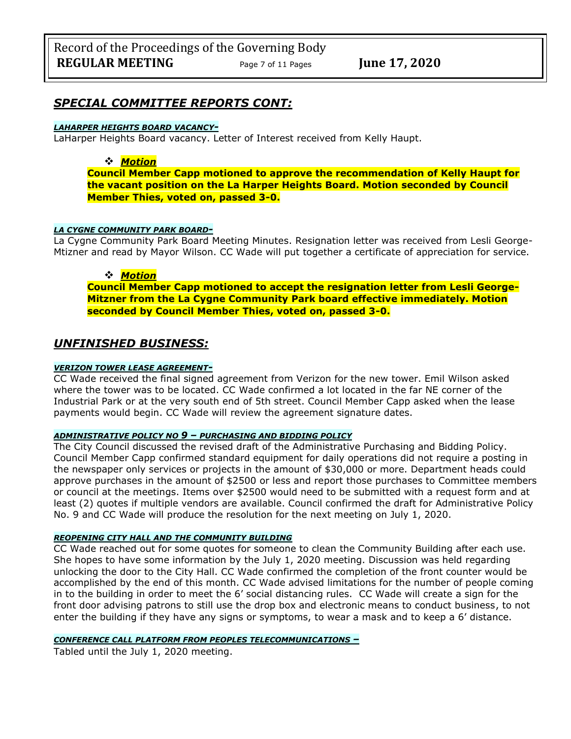## *SPECIAL COMMITTEE REPORTS CONT:*

***LAHARPER HEIGHTS BOARD VACANCY-***

LaHarper Heights Board vacancy. Letter of Interest received from Kelly Haupt.

- ***Motion***

**Council Member Capp motioned to approve the recommendation of Kelly Haupt for the vacant position on the La Harper Heights Board. Motion seconded by Council Member Thies, voted on, passed 3-0.**

***LA CYGNE COMMUNITY PARK BOARD-***

La Cygne Community Park Board Meeting Minutes. Resignation letter was received from Lesli George-Mtizner and read by Mayor Wilson. CC Wade will put together a certificate of appreciation for service.

- ***Motion***

**Council Member Capp motioned to accept the resignation letter from Lesli George-Mitzner from the La Cygne Community Park board effective immediately. Motion seconded by Council Member Thies, voted on, passed 3-0.**

## *UNFINISHED BUSINESS:*

***VERIZON TOWER LEASE AGREEMENT-***

CC Wade received the final signed agreement from Verizon for the new tower. Emil Wilson asked where the tower was to be located. CC Wade confirmed a lot located in the far NE corner of the Industrial Park or at the very south end of 5th street. Council Member Capp asked when the lease payments would begin. CC Wade will review the agreement signature dates.

***ADMINISTRATIVE POLICY NO 9 – PURCHASING AND BIDDING POLICY***

The City Council discussed the revised draft of the Administrative Purchasing and Bidding Policy. Council Member Capp confirmed standard equipment for daily operations did not require a posting in the newspaper only services or projects in the amount of $30,000 or more. Department heads could approve purchases in the amount of $2500 or less and report those purchases to Committee members or council at the meetings. Items over $2500 would need to be submitted with a request form and at least (2) quotes if multiple vendors are available. Council confirmed the draft for Administrative Policy No. 9 and CC Wade will produce the resolution for the next meeting on July 1, 2020.

***REOPENING CITY HALL AND THE COMMUNITY BUILDING***

CC Wade reached out for some quotes for someone to clean the Community Building after each use. She hopes to have some information by the July 1, 2020 meeting. Discussion was held regarding unlocking the door to the City Hall. CC Wade confirmed the completion of the front counter would be accomplished by the end of this month. CC Wade advised limitations for the number of people coming in to the building in order to meet the 6' social distancing rules. CC Wade will create a sign for the front door advising patrons to still use the drop box and electronic means to conduct business, to not enter the building if they have any signs or symptoms, to wear a mask and to keep a 6' distance.

***CONFERENCE CALL PLATFORM FROM PEOPLES TELECOMMUNICATIONS –***

Tabled until the July 1, 2020 meeting.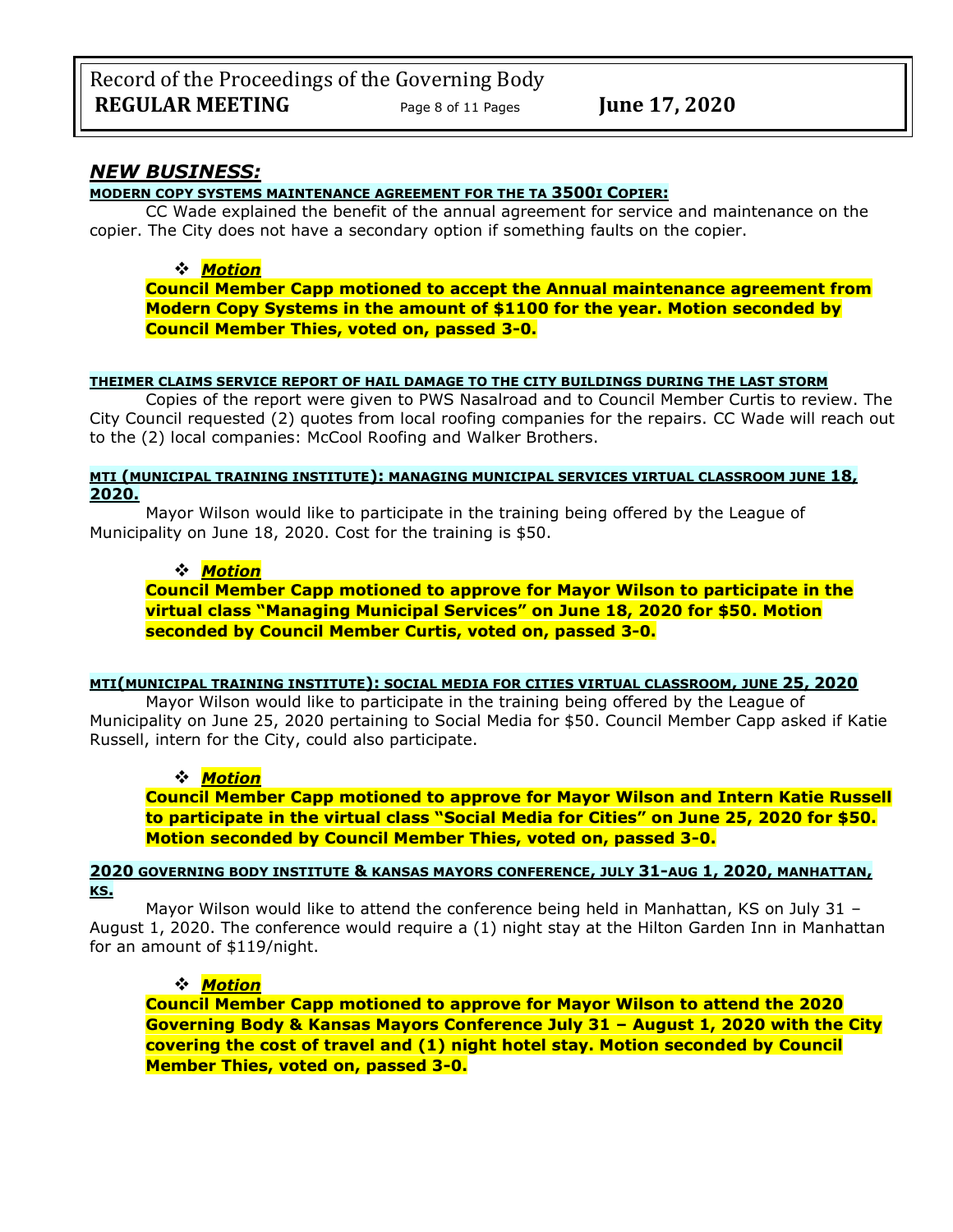## *NEW BUSINESS:*

**MODERN COPY SYSTEMS MAINTENANCE AGREEMENT FOR THE TA 3500I COPIER:**

CC Wade explained the benefit of the annual agreement for service and maintenance on the copier. The City does not have a secondary option if something faults on the copier.

- ***Motion***

**Council Member Capp motioned to accept the Annual maintenance agreement from Modern Copy Systems in the amount of $1100 for the year. Motion seconded by Council Member Thies, voted on, passed 3-0.**

**THEIMER CLAIMS SERVICE REPORT OF HAIL DAMAGE TO THE CITY BUILDINGS DURING THE LAST STORM**

Copies of the report were given to PWS Nasalroad and to Council Member Curtis to review. The City Council requested (2) quotes from local roofing companies for the repairs. CC Wade will reach out to the (2) local companies: McCool Roofing and Walker Brothers.

**MTI (MUNICIPAL TRAINING INSTITUTE): MANAGING MUNICIPAL SERVICES VIRTUAL CLASSROOM JUNE 18, 2020.**

Mayor Wilson would like to participate in the training being offered by the League of Municipality on June 18, 2020. Cost for the training is $50.

- ***Motion***

**Council Member Capp motioned to approve for Mayor Wilson to participate in the virtual class "Managing Municipal Services" on June 18, 2020 for $50. Motion seconded by Council Member Curtis, voted on, passed 3-0.**

**MTI(MUNICIPAL TRAINING INSTITUTE): SOCIAL MEDIA FOR CITIES VIRTUAL CLASSROOM, JUNE 25, 2020**

Mayor Wilson would like to participate in the training being offered by the League of Municipality on June 25, 2020 pertaining to Social Media for $50. Council Member Capp asked if Katie Russell, intern for the City, could also participate.

- ***Motion***

**Council Member Capp motioned to approve for Mayor Wilson and Intern Katie Russell to participate in the virtual class "Social Media for Cities" on June 25, 2020 for $50. Motion seconded by Council Member Thies, voted on, passed 3-0.**

**2020 GOVERNING BODY INSTITUTE & KANSAS MAYORS CONFERENCE, JULY 31-AUG 1, 2020, MANHATTAN, KS.**

Mayor Wilson would like to attend the conference being held in Manhattan, KS on July 31 – August 1, 2020. The conference would require a (1) night stay at the Hilton Garden Inn in Manhattan for an amount of $119/night.

- ***Motion***

**Council Member Capp motioned to approve for Mayor Wilson to attend the 2020 Governing Body & Kansas Mayors Conference July 31 – August 1, 2020 with the City covering the cost of travel and (1) night hotel stay. Motion seconded by Council Member Thies, voted on, passed 3-0.**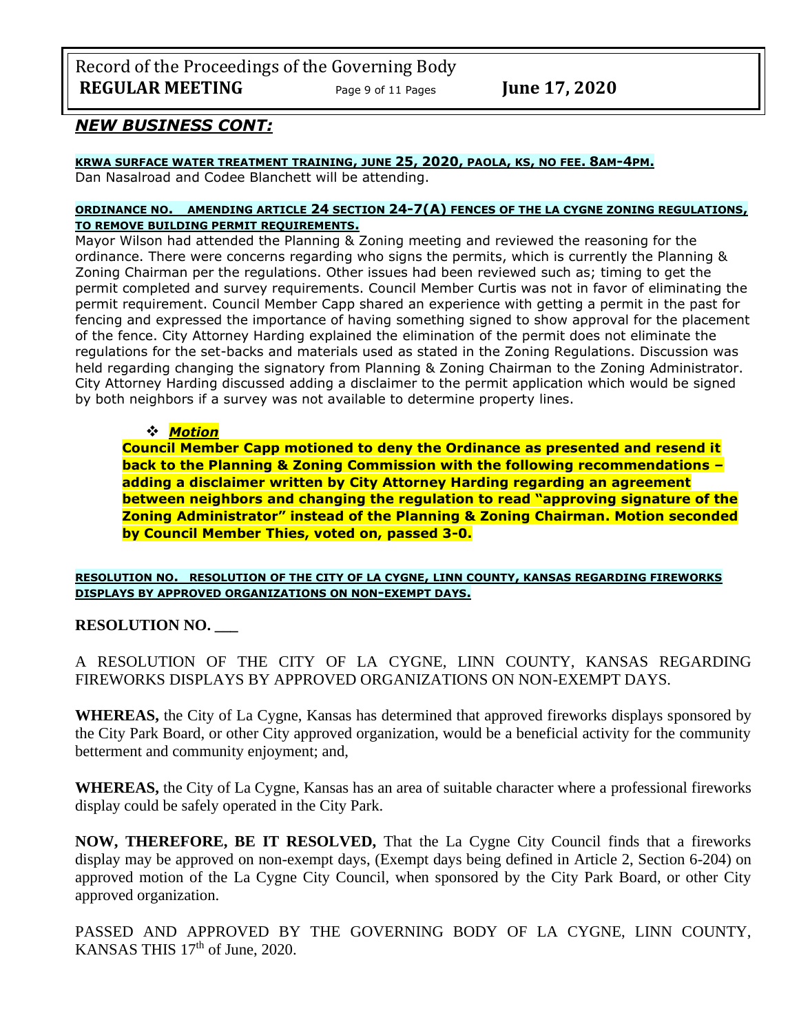## *NEW BUSINESS CONT:*

**KRWA SURFACE WATER TREATMENT TRAINING, JUNE 25, 2020, PAOLA, KS, NO FEE. 8AM-4PM.**

Dan Nasalroad and Codee Blanchett will be attending.

**ORDINANCE NO. AMENDING ARTICLE 24 SECTION 24-7(A) FENCES OF THE LA CYGNE ZONING REGULATIONS, TO REMOVE BUILDING PERMIT REQUIREMENTS.**

Mayor Wilson had attended the Planning & Zoning meeting and reviewed the reasoning for the ordinance. There were concerns regarding who signs the permits, which is currently the Planning & Zoning Chairman per the regulations. Other issues had been reviewed such as; timing to get the permit completed and survey requirements. Council Member Curtis was not in favor of eliminating the permit requirement. Council Member Capp shared an experience with getting a permit in the past for fencing and expressed the importance of having something signed to show approval for the placement of the fence. City Attorney Harding explained the elimination of the permit does not eliminate the regulations for the set-backs and materials used as stated in the Zoning Regulations. Discussion was held regarding changing the signatory from Planning & Zoning Chairman to the Zoning Administrator. City Attorney Harding discussed adding a disclaimer to the permit application which would be signed by both neighbors if a survey was not available to determine property lines.

- ***Motion***

  **Council Member Capp motioned to deny the Ordinance as presented and resend it back to the Planning & Zoning Commission with the following recommendations – adding a disclaimer written by City Attorney Harding regarding an agreement between neighbors and changing the regulation to read "approving signature of the Zoning Administrator" instead of the Planning & Zoning Chairman. Motion seconded by Council Member Thies, voted on, passed 3-0.**

**RESOLUTION NO. RESOLUTION OF THE CITY OF LA CYGNE, LINN COUNTY, KANSAS REGARDING FIREWORKS DISPLAYS BY APPROVED ORGANIZATIONS ON NON-EXEMPT DAYS.**

**RESOLUTION NO. \_\_\_**

A RESOLUTION OF THE CITY OF LA CYGNE, LINN COUNTY, KANSAS REGARDING FIREWORKS DISPLAYS BY APPROVED ORGANIZATIONS ON NON-EXEMPT DAYS.

**WHEREAS,** the City of La Cygne, Kansas has determined that approved fireworks displays sponsored by the City Park Board, or other City approved organization, would be a beneficial activity for the community betterment and community enjoyment; and,

**WHEREAS,** the City of La Cygne, Kansas has an area of suitable character where a professional fireworks display could be safely operated in the City Park.

**NOW, THEREFORE, BE IT RESOLVED,** That the La Cygne City Council finds that a fireworks display may be approved on non-exempt days, (Exempt days being defined in Article 2, Section 6-204) on approved motion of the La Cygne City Council, when sponsored by the City Park Board, or other City approved organization.

PASSED AND APPROVED BY THE GOVERNING BODY OF LA CYGNE, LINN COUNTY, KANSAS THIS 17th of June, 2020.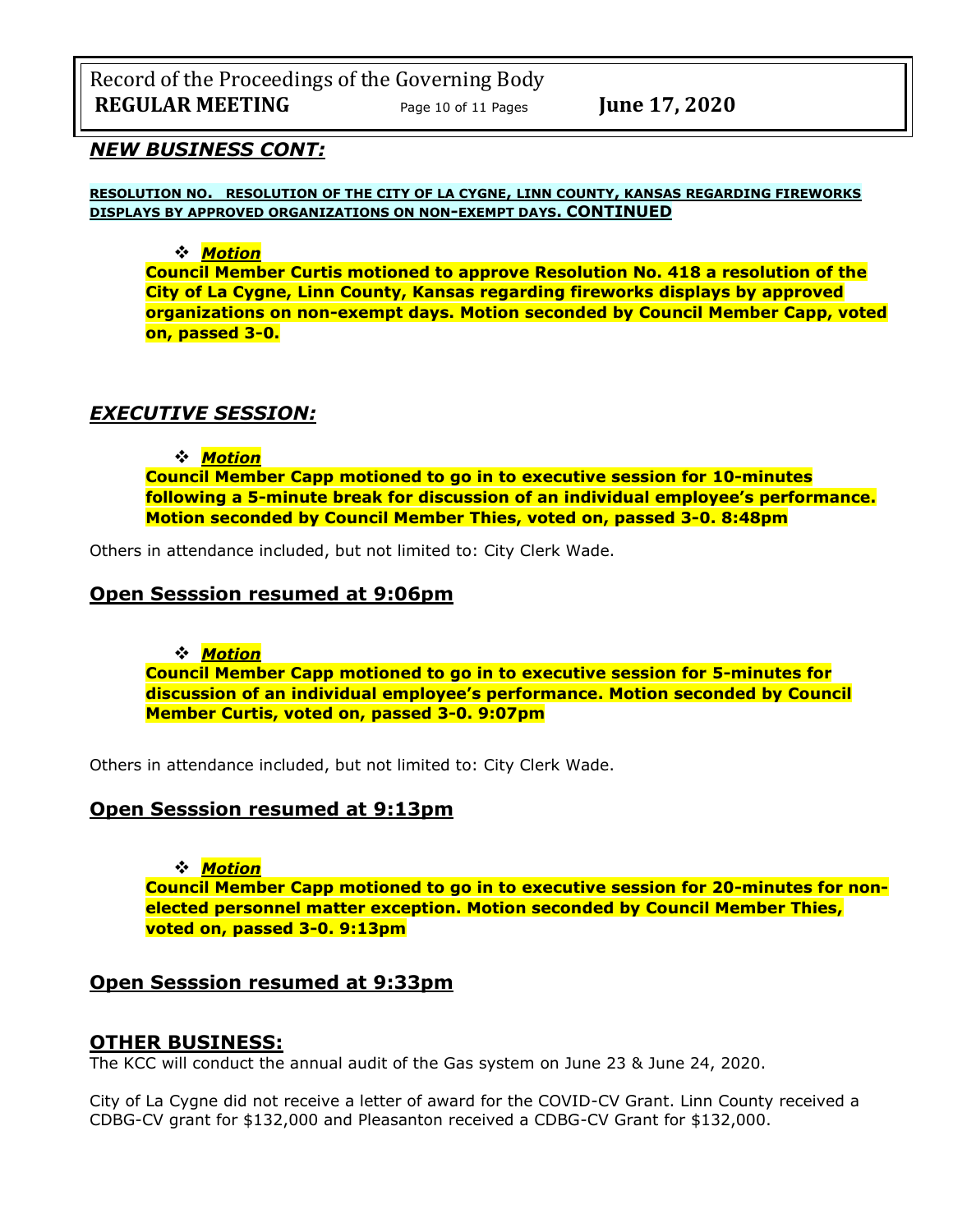## *NEW BUSINESS CONT:*

**RESOLUTION NO. RESOLUTION OF THE CITY OF LA CYGNE, LINN COUNTY, KANSAS REGARDING FIREWORKS DISPLAYS BY APPROVED ORGANIZATIONS ON NON-EXEMPT DAYS. CONTINUED**

- ***Motion***

**Council Member Curtis motioned to approve Resolution No. 418 a resolution of the City of La Cygne, Linn County, Kansas regarding fireworks displays by approved organizations on non-exempt days. Motion seconded by Council Member Capp, voted on, passed 3-0.**

## *EXECUTIVE SESSION:*

- ***Motion***

**Council Member Capp motioned to go in to executive session for 10-minutes following a 5-minute break for discussion of an individual employee's performance. Motion seconded by Council Member Thies, voted on, passed 3-0. 8:48pm**

Others in attendance included, but not limited to: City Clerk Wade.

## Open Sesssion resumed at 9:06pm

- ***Motion***

**Council Member Capp motioned to go in to executive session for 5-minutes for discussion of an individual employee's performance. Motion seconded by Council Member Curtis, voted on, passed 3-0. 9:07pm**

Others in attendance included, but not limited to: City Clerk Wade.

## Open Sesssion resumed at 9:13pm

- ***Motion***

**Council Member Capp motioned to go in to executive session for 20-minutes for non-elected personnel matter exception. Motion seconded by Council Member Thies, voted on, passed 3-0. 9:13pm**

## Open Sesssion resumed at 9:33pm

## OTHER BUSINESS:

The KCC will conduct the annual audit of the Gas system on June 23 & June 24, 2020.

City of La Cygne did not receive a letter of award for the COVID-CV Grant. Linn County received a CDBG-CV grant for $132,000 and Pleasanton received a CDBG-CV Grant for $132,000.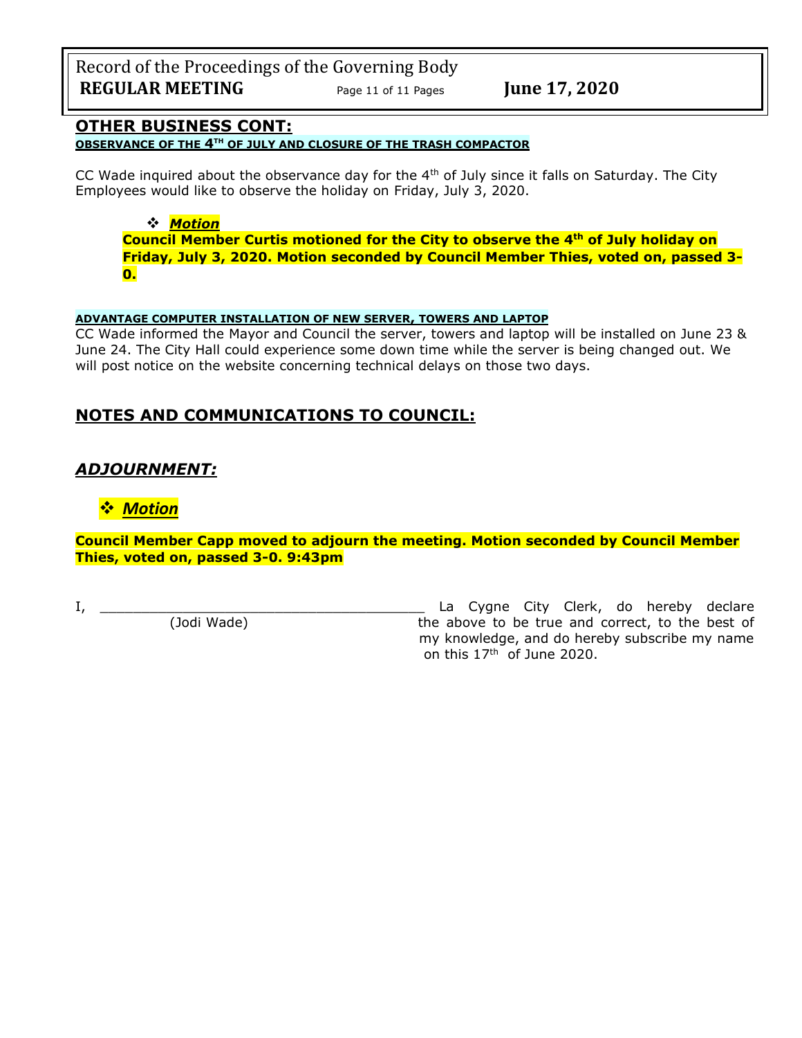## OTHER BUSINESS CONT:

**OBSERVANCE OF THE 4TH OF JULY AND CLOSURE OF THE TRASH COMPACTOR**

CC Wade inquired about the observance day for the 4th of July since it falls on Saturday. The City Employees would like to observe the holiday on Friday, July 3, 2020.

- ***Motion***

**Council Member Curtis motioned for the City to observe the 4th of July holiday on Friday, July 3, 2020. Motion seconded by Council Member Thies, voted on, passed 3-0.**

**ADVANTAGE COMPUTER INSTALLATION OF NEW SERVER, TOWERS AND LAPTOP**

CC Wade informed the Mayor and Council the server, towers and laptop will be installed on June 23 & June 24. The City Hall could experience some down time while the server is being changed out. We will post notice on the website concerning technical delays on those two days.

## NOTES AND COMMUNICATIONS TO COUNCIL:

## *ADJOURNMENT:*

- ***Motion***

**Council Member Capp moved to adjourn the meeting. Motion seconded by Council Member Thies, voted on, passed 3-0. 9:43pm**

I, ________________________________________ La Cygne City Clerk, do hereby declare the above to be true and correct, to the best of my knowledge, and do hereby subscribe my name on this 17th of June 2020.

(Jodi Wade)